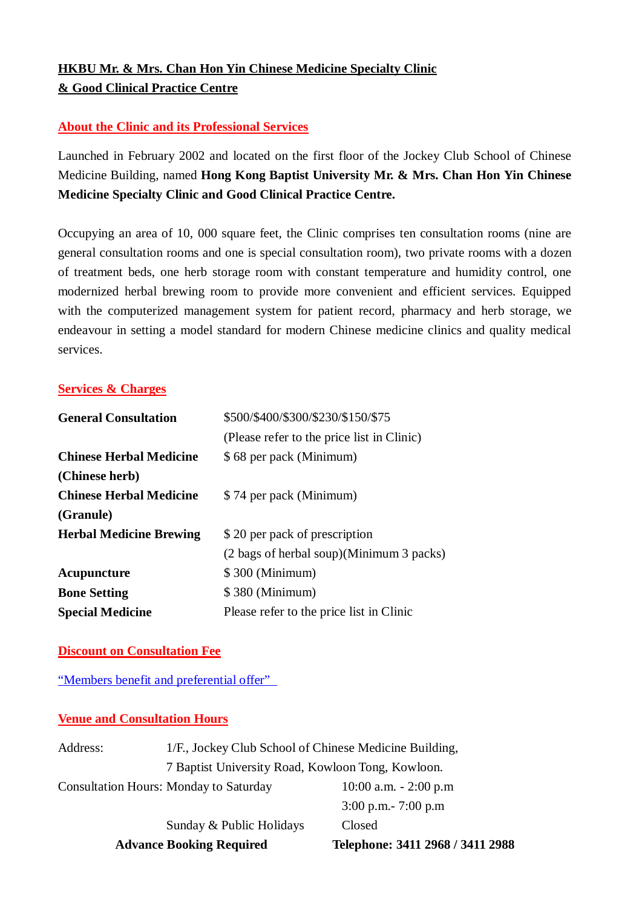## HKBU Mr. & Mrs. Chan Hon Yin Chinese Medicine Specialty Clinic & Good Clinical Practice Centre

### About the Clinic and its Professional Services

Launched in February 2002 and located on the first floor of the Jockey Club School of Chinese Medicine Building, named **Hong Kong Baptist University Mr. & Mrs. Chan Hon Yin Chinese Medicine Specialty Clinic and Good Clinical Practice Centre.**

Occupying an area of 10, 000 square feet, the Clinic comprises ten consultation rooms (nine are general consultation rooms and one is special consultation room), two private rooms with a dozen of treatment beds, one herb storage room with constant temperature and humidity control, one modernized herbal brewing room to provide more convenient and efficient services. Equipped with the computerized management system for patient record, pharmacy and herb storage, we endeavour in setting a model standard for modern Chinese medicine clinics and quality medical services.

### Services & Charges

| | |
|---|---|
| **General Consultation** | $500/$400/$300/$230/$150/$75 (Please refer to the price list in Clinic) |
| **Chinese Herbal Medicine (Chinese herb)** | $ 68 per pack (Minimum) |
| **Chinese Herbal Medicine (Granule)** | $ 74 per pack (Minimum) |
| **Herbal Medicine Brewing** | $ 20 per pack of prescription (2 bags of herbal soup)(Minimum 3 packs) |
| **Acupuncture** | $ 300 (Minimum) |
| **Bone Setting** | $ 380 (Minimum) |
| **Special Medicine** | Please refer to the price list in Clinic |

### Discount on Consultation Fee

"Members benefit and preferential offer"

### Venue and Consultation Hours

Address: 1/F., Jockey Club School of Chinese Medicine Building, 7 Baptist University Road, Kowloon Tong, Kowloon.

| Consultation Hours: | |
|---|---|
| Monday to Saturday | 10:00 a.m. - 2:00 p.m |
| | 3:00 p.m.- 7:00 p.m |
| Sunday & Public Holidays | Closed |

**Advance Booking Required** **Telephone: 3411 2968 / 3411 2988**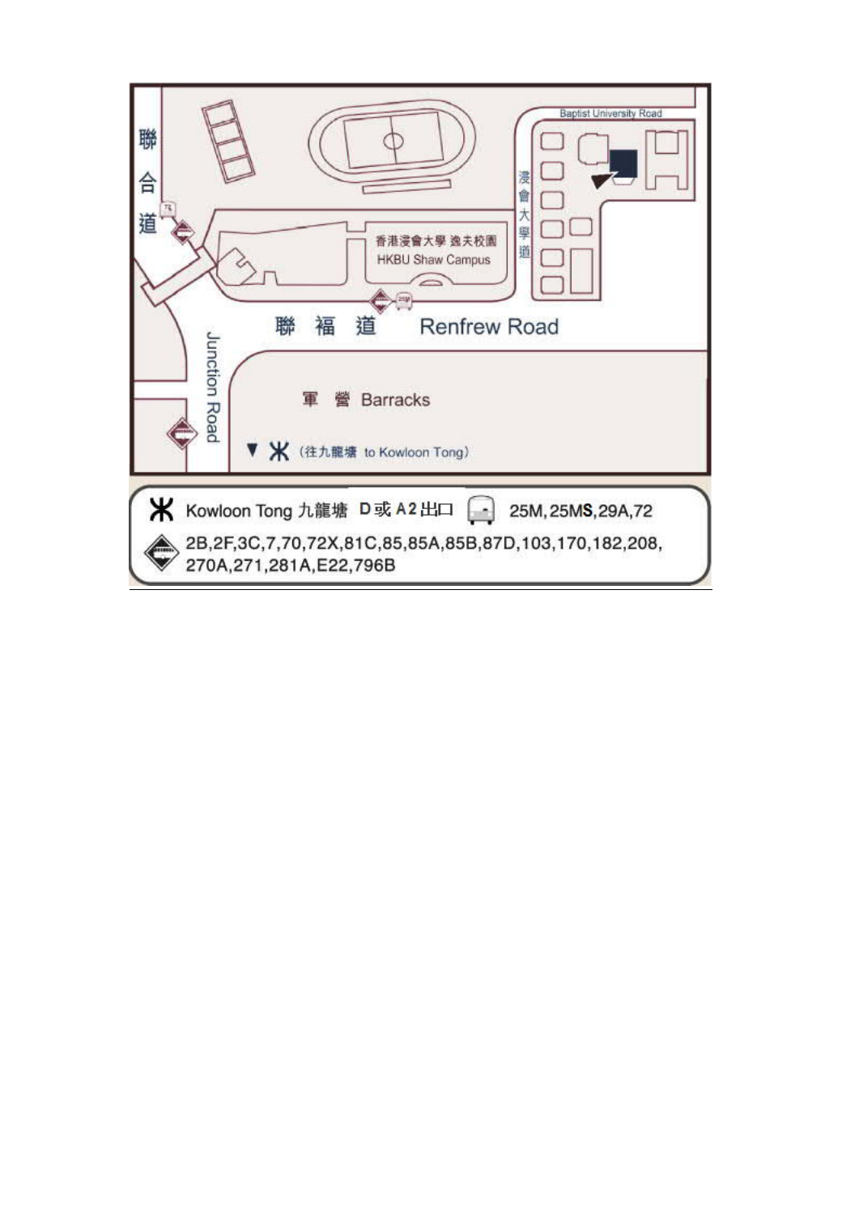Baptist University Road

浸會大學道

聯合道

香港浸會大學 逸夫校園

HKBU Shaw Campus

聯 福 道 Renfrew Road

Junction Road

軍 營 Barracks

▼ (往九龍塘 to Kowloon Tong)

Kowloon Tong 九龍塘 D或A2出口 25M,25MS,29A,72

2B,2F,3C,7,70,72X,81C,85,85A,85B,87D,103,170,182,208,
270A,271,281A,E22,796B